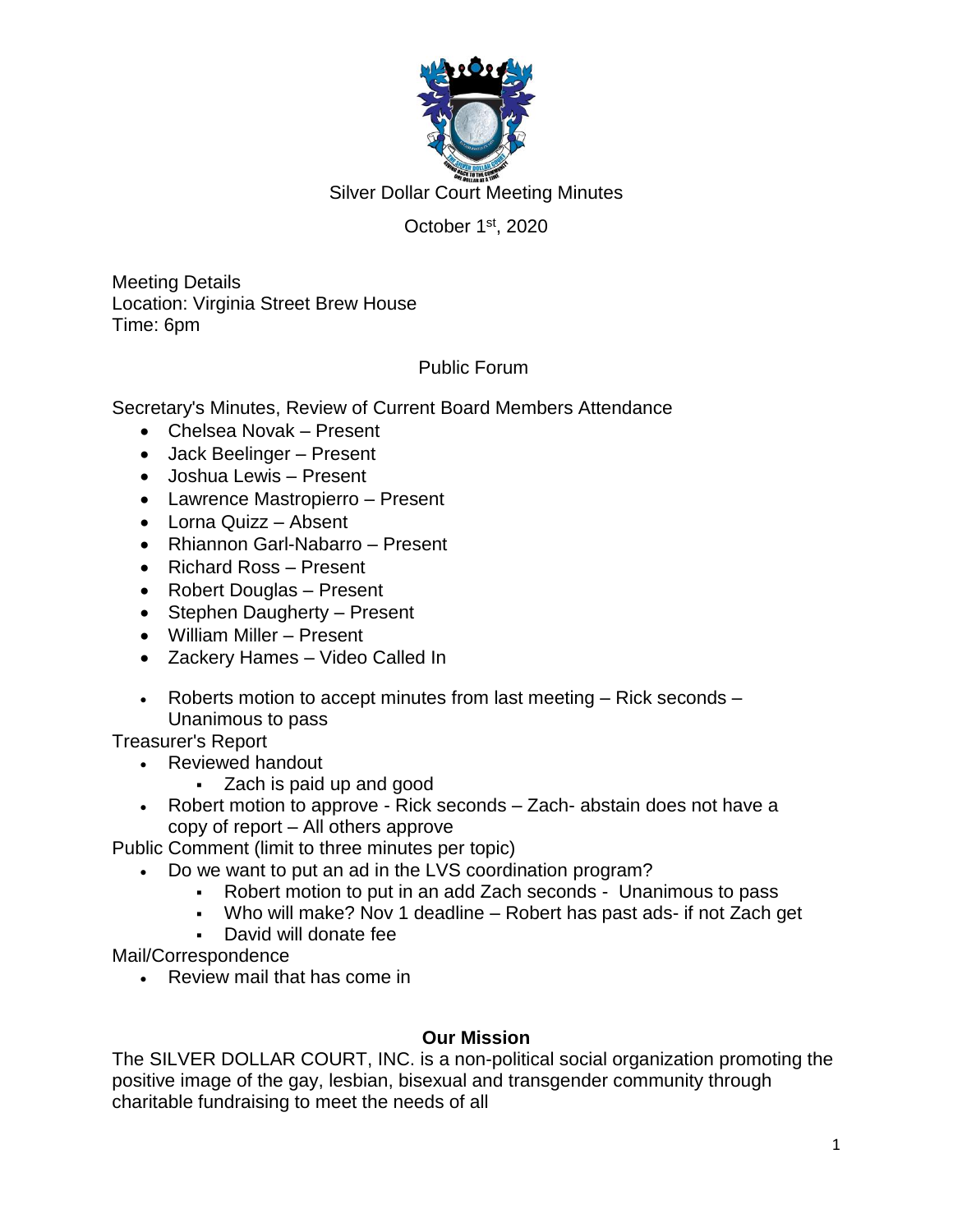# Silver Dollar Court Meeting Minutes

October 1st, 2020

Meeting Details
Location: Virginia Street Brew House
Time: 6pm

## Public Forum

Secretary's Minutes, Review of Current Board Members Attendance

- Chelsea Novak – Present
- Jack Beelinger – Present
- Joshua Lewis – Present
- Lawrence Mastropierro – Present
- Lorna Quizz – Absent
- Rhiannon Garl-Nabarro – Present
- Richard Ross – Present
- Robert Douglas – Present
- Stephen Daugherty – Present
- William Miller – Present
- Zackery Hames – Video Called In

- Roberts motion to accept minutes from last meeting – Rick seconds – Unanimous to pass

Treasurer's Report

- Reviewed handout
  - Zach is paid up and good
- Robert motion to approve - Rick seconds – Zach- abstain does not have a copy of report – All others approve

Public Comment (limit to three minutes per topic)

- Do we want to put an ad in the LVS coordination program?
  - Robert motion to put in an add Zach seconds - Unanimous to pass
  - Who will make? Nov 1 deadline – Robert has past ads- if not Zach get
  - David will donate fee

Mail/Correspondence

- Review mail that has come in

**Our Mission**

The SILVER DOLLAR COURT, INC. is a non-political social organization promoting the positive image of the gay, lesbian, bisexual and transgender community through charitable fundraising to meet the needs of all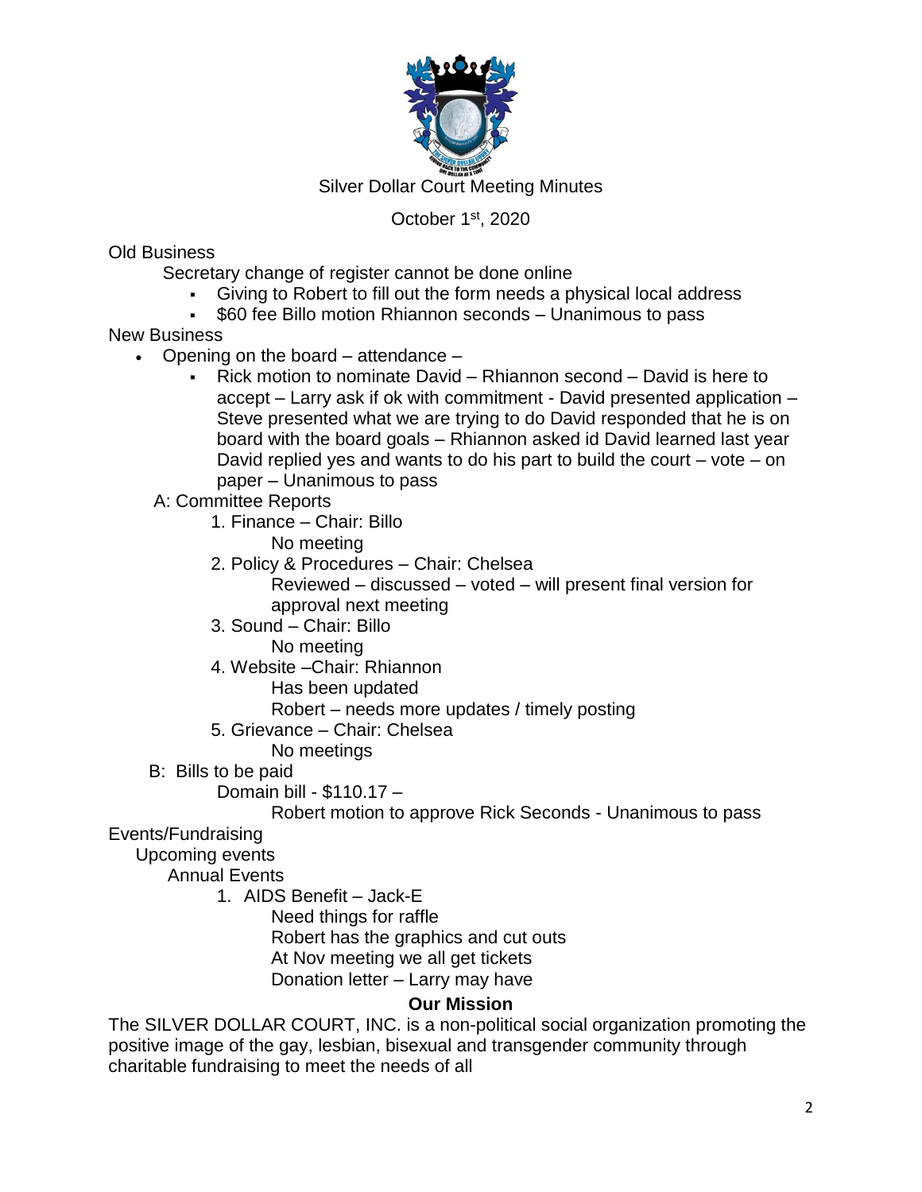Silver Dollar Court Meeting Minutes

October 1st, 2020

Old Business

Secretary change of register cannot be done online

- Giving to Robert to fill out the form needs a physical local address
- $60 fee Billo motion Rhiannon seconds – Unanimous to pass

New Business

- Opening on the board – attendance –
  - Rick motion to nominate David – Rhiannon second – David is here to accept – Larry ask if ok with commitment - David presented application – Steve presented what we are trying to do David responded that he is on board with the board goals – Rhiannon asked id David learned last year David replied yes and wants to do his part to build the court – vote – on paper – Unanimous to pass

A: Committee Reports

1. Finance – Chair: Billo
   No meeting
2. Policy & Procedures – Chair: Chelsea
   Reviewed – discussed – voted – will present final version for approval next meeting
3. Sound – Chair: Billo
   No meeting
4. Website –Chair: Rhiannon
   Has been updated
   Robert – needs more updates / timely posting
5. Grievance – Chair: Chelsea
   No meetings

B: Bills to be paid

Domain bill - $110.17 –

Robert motion to approve Rick Seconds - Unanimous to pass

Events/Fundraising

Upcoming events

Annual Events

1. AIDS Benefit – Jack-E
   Need things for raffle
   Robert has the graphics and cut outs
   At Nov meeting we all get tickets
   Donation letter – Larry may have

**Our Mission**

The SILVER DOLLAR COURT, INC. is a non-political social organization promoting the positive image of the gay, lesbian, bisexual and transgender community through charitable fundraising to meet the needs of all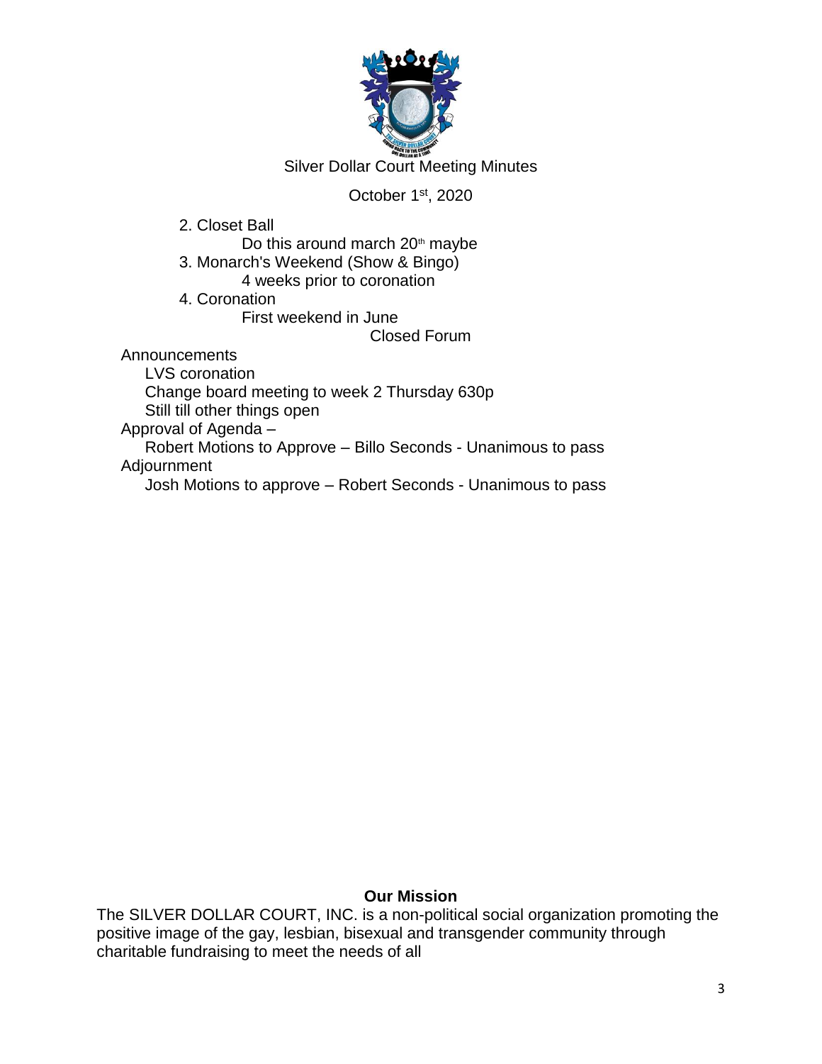Silver Dollar Court Meeting Minutes

October 1st, 2020

2. Closet Ball
    - Do this around march 20th maybe
3. Monarch's Weekend (Show & Bingo)
    - 4 weeks prior to coronation
4. Coronation
    - First weekend in June

Closed Forum

Announcements

- LVS coronation
- Change board meeting to week 2 Thursday 630p
- Still till other things open

Approval of Agenda –

Robert Motions to Approve – Billo Seconds - Unanimous to pass

Adjournment

Josh Motions to approve – Robert Seconds - Unanimous to pass

**Our Mission**

The SILVER DOLLAR COURT, INC. is a non-political social organization promoting the positive image of the gay, lesbian, bisexual and transgender community through charitable fundraising to meet the needs of all